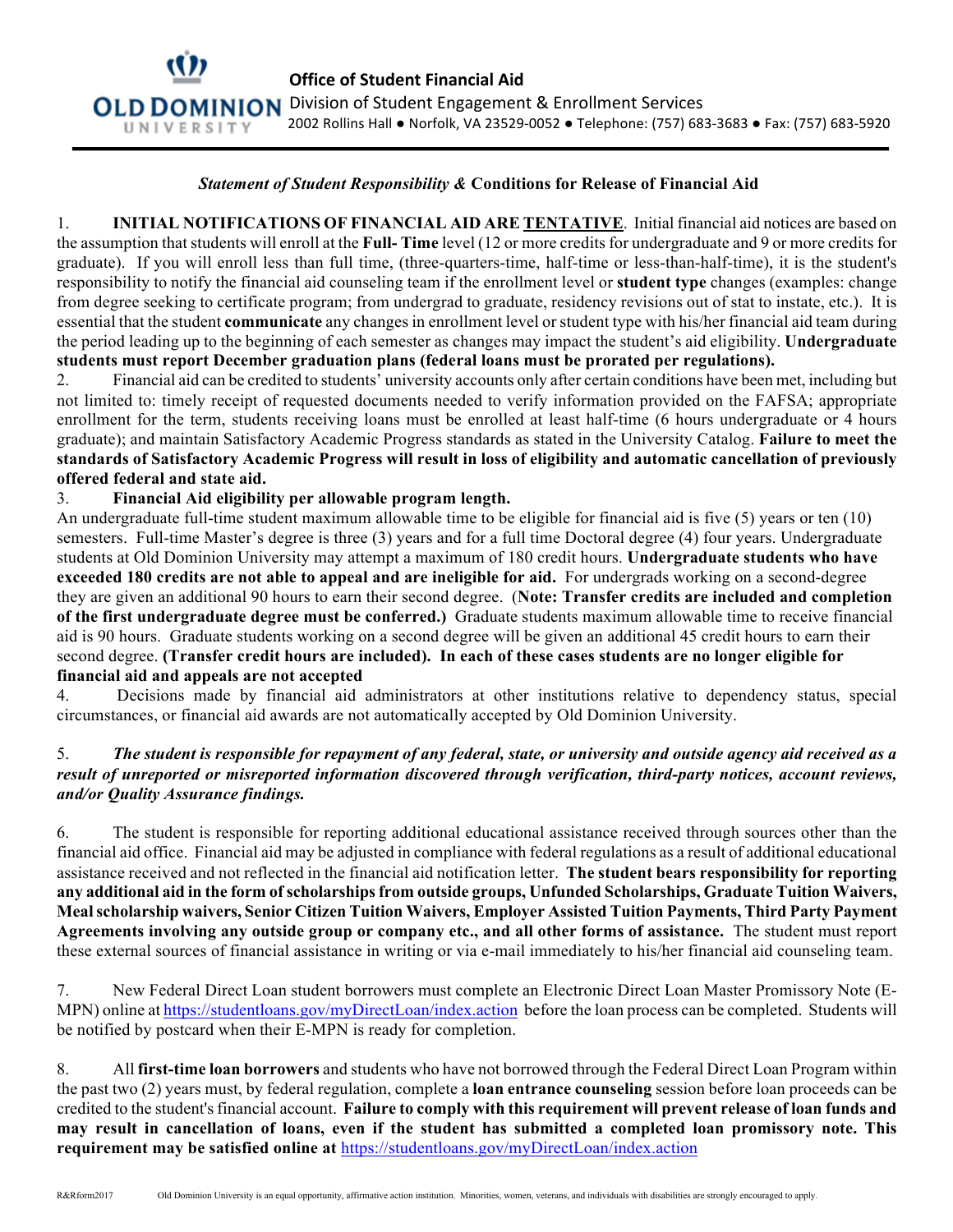**Office of Student Financial Aid**
Division of Student Engagement & Enrollment Services
2002 Rollins Hall ● Norfolk, VA 23529-0052 ● Telephone: (757) 683-3683 ● Fax: (757) 683-5920

## *Statement of Student Responsibility &* Conditions for Release of Financial Aid

1. **INITIAL NOTIFICATIONS OF FINANCIAL AID ARE TENTATIVE**. Initial financial aid notices are based on the assumption that students will enroll at the **Full- Time** level (12 or more credits for undergraduate and 9 or more credits for graduate). If you will enroll less than full time, (three-quarters-time, half-time or less-than-half-time), it is the student's responsibility to notify the financial aid counseling team if the enrollment level or **student type** changes (examples: change from degree seeking to certificate program; from undergrad to graduate, residency revisions out of stat to instate, etc.). It is essential that the student **communicate** any changes in enrollment level or student type with his/her financial aid team during the period leading up to the beginning of each semester as changes may impact the student's aid eligibility. **Undergraduate students must report December graduation plans (federal loans must be prorated per regulations).**

2. Financial aid can be credited to students' university accounts only after certain conditions have been met, including but not limited to: timely receipt of requested documents needed to verify information provided on the FAFSA; appropriate enrollment for the term, students receiving loans must be enrolled at least half-time (6 hours undergraduate or 4 hours graduate); and maintain Satisfactory Academic Progress standards as stated in the University Catalog. **Failure to meet the standards of Satisfactory Academic Progress will result in loss of eligibility and automatic cancellation of previously offered federal and state aid.**

3. **Financial Aid eligibility per allowable program length.**
An undergraduate full-time student maximum allowable time to be eligible for financial aid is five (5) years or ten (10) semesters. Full-time Master's degree is three (3) years and for a full time Doctoral degree (4) four years. Undergraduate students at Old Dominion University may attempt a maximum of 180 credit hours. **Undergraduate students who have exceeded 180 credits are not able to appeal and are ineligible for aid.** For undergrads working on a second-degree they are given an additional 90 hours to earn their second degree. (**Note: Transfer credits are included and completion of the first undergraduate degree must be conferred.)** Graduate students maximum allowable time to receive financial aid is 90 hours. Graduate students working on a second degree will be given an additional 45 credit hours to earn their second degree. **(Transfer credit hours are included). In each of these cases students are no longer eligible for financial aid and appeals are not accepted**

4. Decisions made by financial aid administrators at other institutions relative to dependency status, special circumstances, or financial aid awards are not automatically accepted by Old Dominion University.

5. ***The student is responsible for repayment of any federal, state, or university and outside agency aid received as a result of unreported or misreported information discovered through verification, third-party notices, account reviews, and/or Quality Assurance findings.***

6. The student is responsible for reporting additional educational assistance received through sources other than the financial aid office. Financial aid may be adjusted in compliance with federal regulations as a result of additional educational assistance received and not reflected in the financial aid notification letter. **The student bears responsibility for reporting any additional aid in the form of scholarships from outside groups, Unfunded Scholarships, Graduate Tuition Waivers, Meal scholarship waivers, Senior Citizen Tuition Waivers, Employer Assisted Tuition Payments, Third Party Payment Agreements involving any outside group or company etc., and all other forms of assistance.** The student must report these external sources of financial assistance in writing or via e-mail immediately to his/her financial aid counseling team.

7. New Federal Direct Loan student borrowers must complete an Electronic Direct Loan Master Promissory Note (E-MPN) online at https://studentloans.gov/myDirectLoan/index.action before the loan process can be completed. Students will be notified by postcard when their E-MPN is ready for completion.

8. All **first-time loan borrowers** and students who have not borrowed through the Federal Direct Loan Program within the past two (2) years must, by federal regulation, complete a **loan entrance counseling** session before loan proceeds can be credited to the student's financial account. **Failure to comply with this requirement will prevent release of loan funds and may result in cancellation of loans, even if the student has submitted a completed loan promissory note. This requirement may be satisfied online at** https://studentloans.gov/myDirectLoan/index.action

R&Rform2017 Old Dominion University is an equal opportunity, affirmative action institution. Minorities, women, veterans, and individuals with disabilities are strongly encouraged to apply.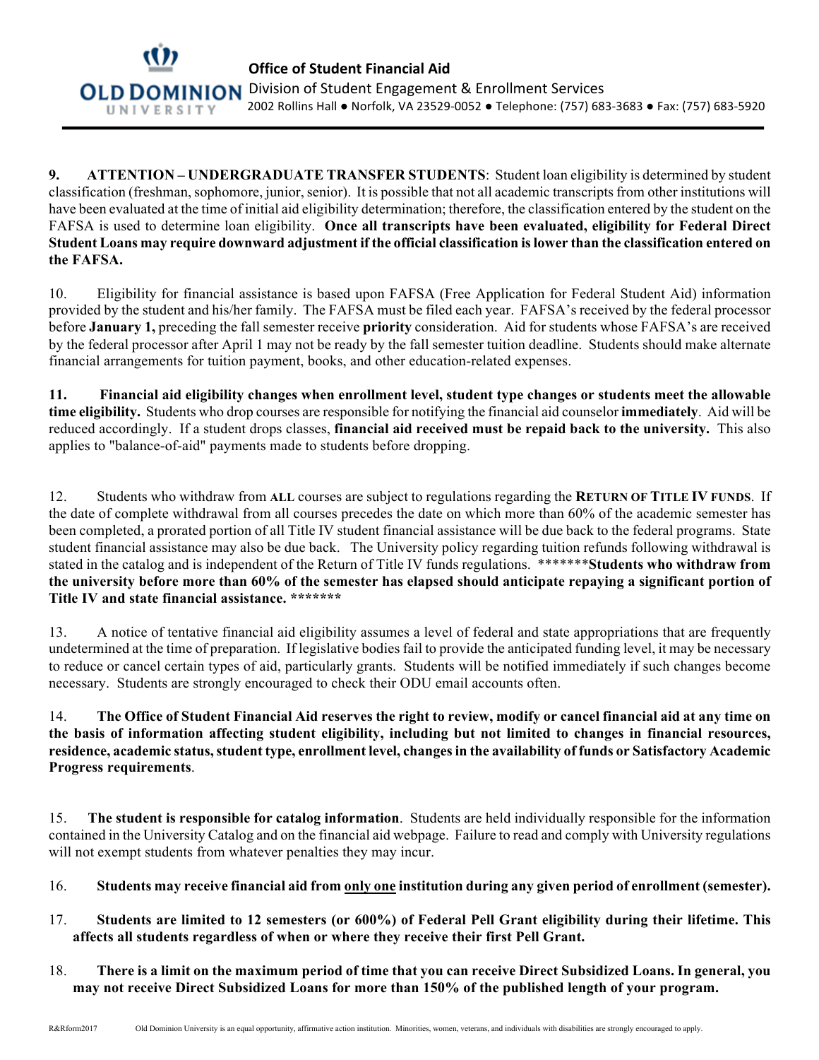**Office of Student Financial Aid**
Division of Student Engagement & Enrollment Services
2002 Rollins Hall ● Norfolk, VA 23529-0052 ● Telephone: (757) 683-3683 ● Fax: (757) 683-5920

**9. ATTENTION – UNDERGRADUATE TRANSFER STUDENTS**: Student loan eligibility is determined by student classification (freshman, sophomore, junior, senior). It is possible that not all academic transcripts from other institutions will have been evaluated at the time of initial aid eligibility determination; therefore, the classification entered by the student on the FAFSA is used to determine loan eligibility. **Once all transcripts have been evaluated, eligibility for Federal Direct Student Loans may require downward adjustment if the official classification is lower than the classification entered on the FAFSA.**

10. Eligibility for financial assistance is based upon FAFSA (Free Application for Federal Student Aid) information provided by the student and his/her family. The FAFSA must be filed each year. FAFSA's received by the federal processor before **January 1,** preceding the fall semester receive **priority** consideration. Aid for students whose FAFSA's are received by the federal processor after April 1 may not be ready by the fall semester tuition deadline. Students should make alternate financial arrangements for tuition payment, books, and other education-related expenses.

**11. Financial aid eligibility changes when enrollment level, student type changes or students meet the allowable time eligibility.** Students who drop courses are responsible for notifying the financial aid counselor **immediately**. Aid will be reduced accordingly. If a student drops classes, **financial aid received must be repaid back to the university.** This also applies to "balance-of-aid" payments made to students before dropping.

12. Students who withdraw from **ALL** courses are subject to regulations regarding the **RETURN OF TITLE IV FUNDS**. If the date of complete withdrawal from all courses precedes the date on which more than 60% of the academic semester has been completed, a prorated portion of all Title IV student financial assistance will be due back to the federal programs. State student financial assistance may also be due back. The University policy regarding tuition refunds following withdrawal is stated in the catalog and is independent of the Return of Title IV funds regulations. *******__Students who withdraw from the university before more than 60% of the semester has elapsed should anticipate repaying a significant portion of Title IV and state financial assistance. *******__

13. A notice of tentative financial aid eligibility assumes a level of federal and state appropriations that are frequently undetermined at the time of preparation. If legislative bodies fail to provide the anticipated funding level, it may be necessary to reduce or cancel certain types of aid, particularly grants. Students will be notified immediately if such changes become necessary. Students are strongly encouraged to check their ODU email accounts often.

14. **The Office of Student Financial Aid reserves the right to review, modify or cancel financial aid at any time on the basis of information affecting student eligibility, including but not limited to changes in financial resources, residence, academic status, student type, enrollment level, changes in the availability of funds or Satisfactory Academic Progress requirements**.

15. **The student is responsible for catalog information**. Students are held individually responsible for the information contained in the University Catalog and on the financial aid webpage. Failure to read and comply with University regulations will not exempt students from whatever penalties they may incur.

16. **Students may receive financial aid from <u>only one</u> institution during any given period of enrollment (semester).**

17. **Students are limited to 12 semesters (or 600%) of Federal Pell Grant eligibility during their lifetime. This affects all students regardless of when or where they receive their first Pell Grant.**

18. **There is a limit on the maximum period of time that you can receive Direct Subsidized Loans. In general, you may not receive Direct Subsidized Loans for more than 150% of the published length of your program.**

R&Rform2017 Old Dominion University is an equal opportunity, affirmative action institution. Minorities, women, veterans, and individuals with disabilities are strongly encouraged to apply.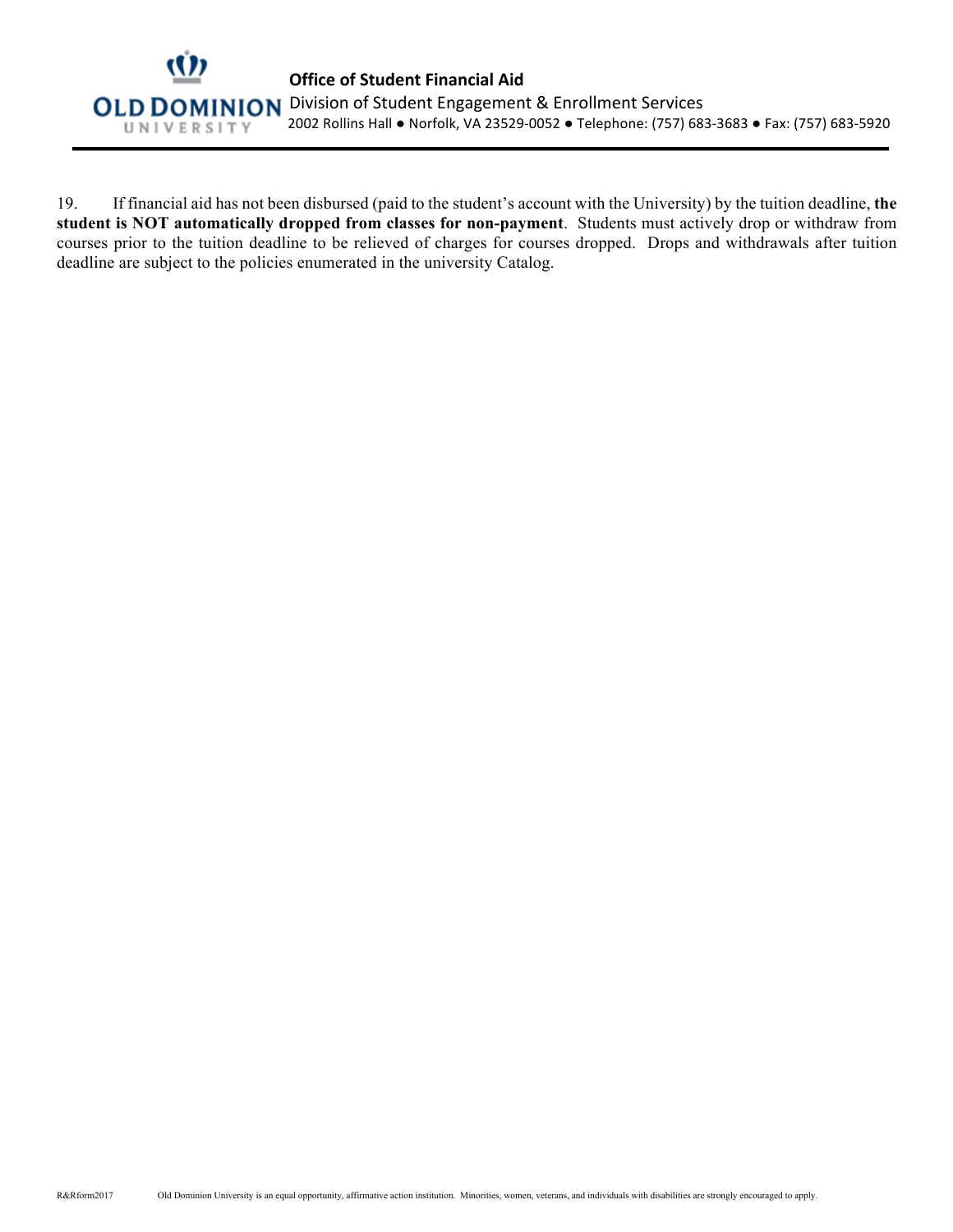19. If financial aid has not been disbursed (paid to the student's account with the University) by the tuition deadline, **the student is NOT automatically dropped from classes for non-payment**. Students must actively drop or withdraw from courses prior to the tuition deadline to be relieved of charges for courses dropped. Drops and withdrawals after tuition deadline are subject to the policies enumerated in the university Catalog.